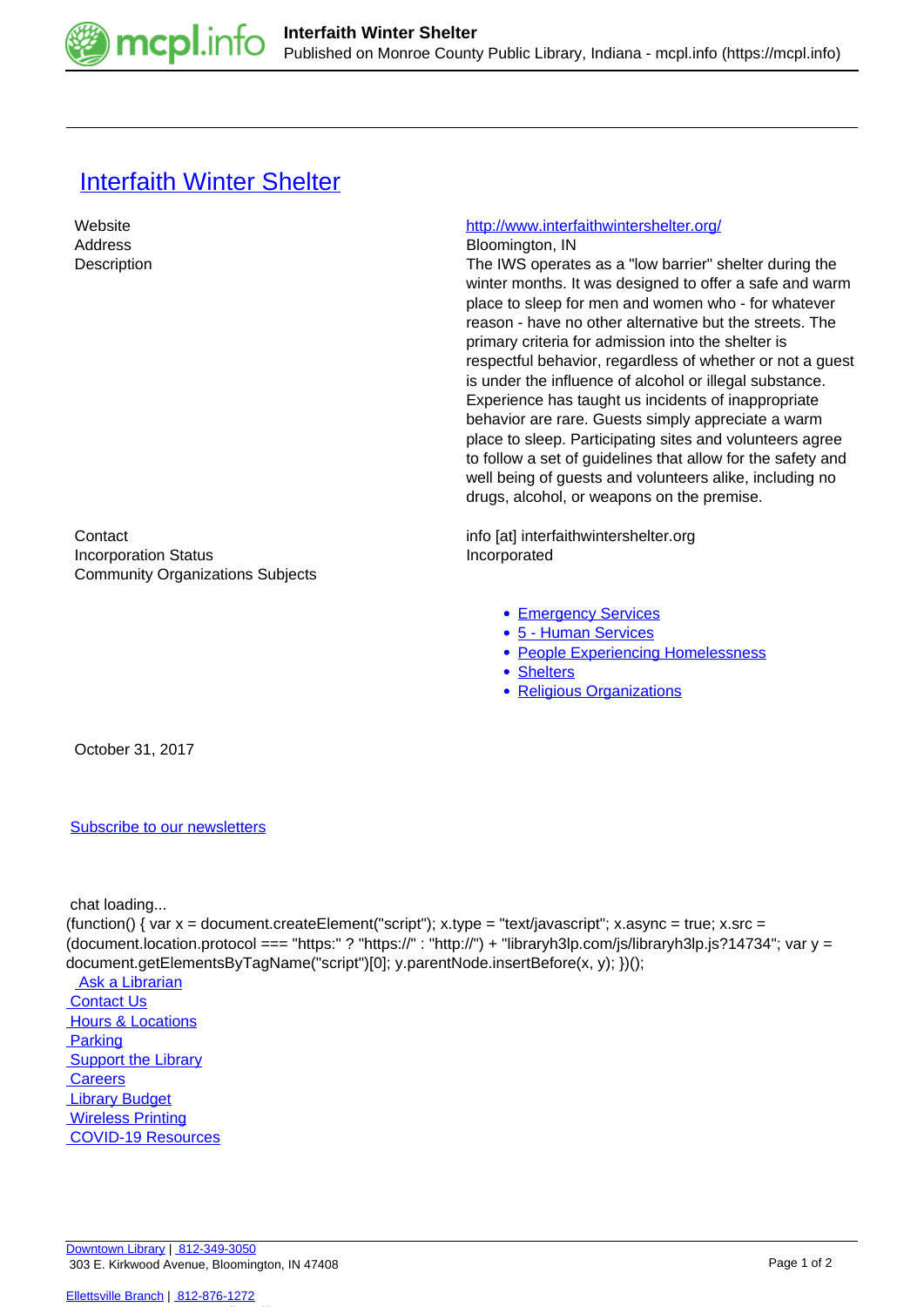# Interfaith Winter Shelter

| | |
|---|---|
| Website | http://www.interfaithwintershelter.org/ |
| Address | Bloomington, IN |
| Description | The IWS operates as a "low barrier" shelter during the winter months. It was designed to offer a safe and warm place to sleep for men and women who - for whatever reason - have no other alternative but the streets. The primary criteria for admission into the shelter is respectful behavior, regardless of whether or not a guest is under the influence of alcohol or illegal substance. Experience has taught us incidents of inappropriate behavior are rare. Guests simply appreciate a warm place to sleep. Participating sites and volunteers agree to follow a set of guidelines that allow for the safety and well being of guests and volunteers alike, including no drugs, alcohol, or weapons on the premise. |
| Contact | info [at] interfaithwintershelter.org |
| Incorporation Status | Incorporated |
| Community Organizations Subjects | |

- Emergency Services
- 5 - Human Services
- People Experiencing Homelessness
- Shelters
- Religious Organizations

October 31, 2017

Subscribe to our newsletters

chat loading...

```
(function() { var x = document.createElement("script"); x.type = "text/javascript"; x.async = true; x.src = (document.location.protocol === "https:" ? "https://" : "http://") + "libraryh3lp.com/js/libraryh3lp.js?14734"; var y = document.getElementsByTagName("script")[0]; y.parentNode.insertBefore(x, y); })();
```

Ask a Librarian
Contact Us
Hours & Locations
Parking
Support the Library
Careers
Library Budget
Wireless Printing
COVID-19 Resources

Downtown Library | 812-349-3050
303 E. Kirkwood Avenue, Bloomington, IN 47408

Ellettsville Branch | 812-876-1272